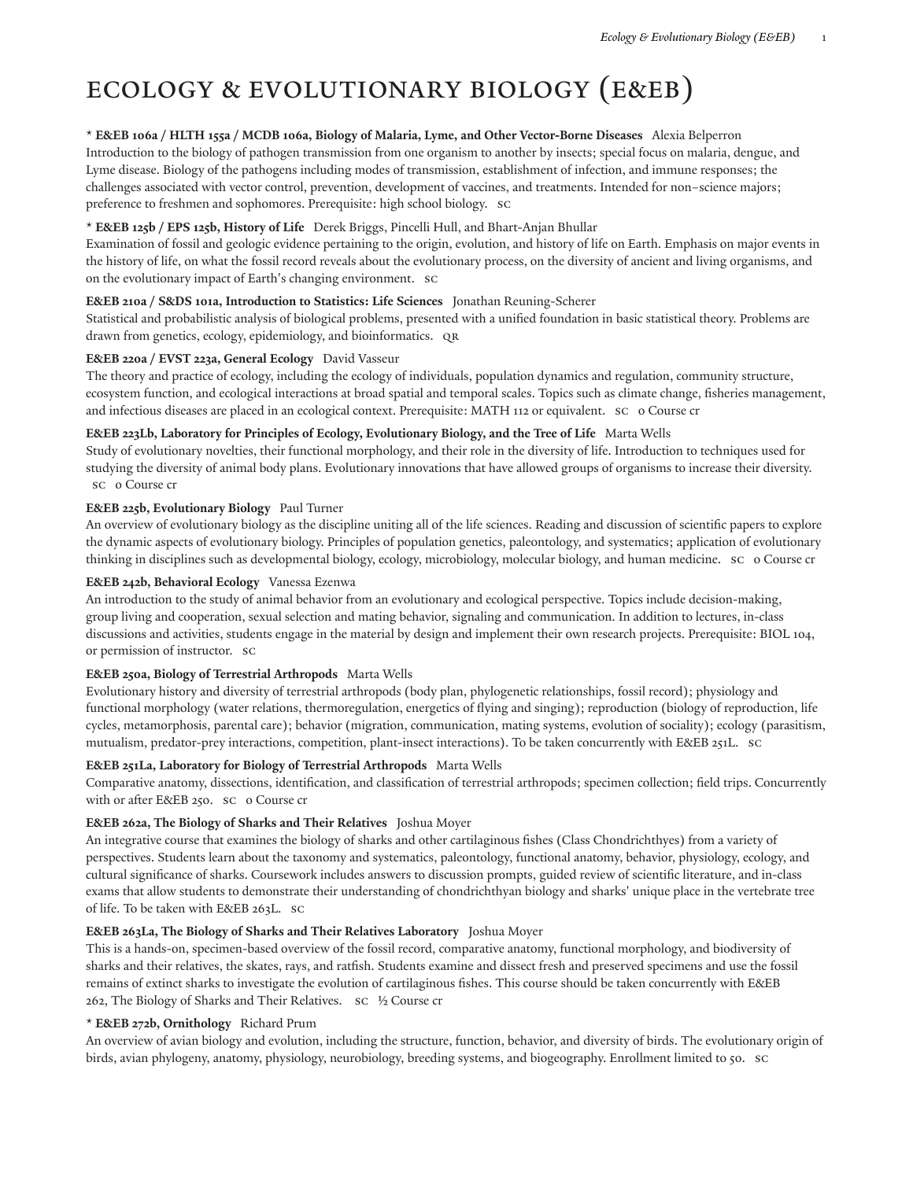# ECOLOGY & EVOLUTIONARY BIOLOGY (E&EB)

**\* E&EB 106a / HLTH 155a / MCDB 106a, Biology of Malaria, Lyme, and Other Vector-Borne Diseases** Alexia Belperron
Introduction to the biology of pathogen transmission from one organism to another by insects; special focus on malaria, dengue, and Lyme disease. Biology of the pathogens including modes of transmission, establishment of infection, and immune responses; the challenges associated with vector control, prevention, development of vaccines, and treatments. Intended for non–science majors; preference to freshmen and sophomores. Prerequisite: high school biology. SC

**\* E&EB 125b / EPS 125b, History of Life** Derek Briggs, Pincelli Hull, and Bhart-Anjan Bhullar
Examination of fossil and geologic evidence pertaining to the origin, evolution, and history of life on Earth. Emphasis on major events in the history of life, on what the fossil record reveals about the evolutionary process, on the diversity of ancient and living organisms, and on the evolutionary impact of Earth's changing environment. SC

**E&EB 210a / S&DS 101a, Introduction to Statistics: Life Sciences** Jonathan Reuning-Scherer
Statistical and probabilistic analysis of biological problems, presented with a unified foundation in basic statistical theory. Problems are drawn from genetics, ecology, epidemiology, and bioinformatics. QR

**E&EB 220a / EVST 223a, General Ecology** David Vasseur
The theory and practice of ecology, including the ecology of individuals, population dynamics and regulation, community structure, ecosystem function, and ecological interactions at broad spatial and temporal scales. Topics such as climate change, fisheries management, and infectious diseases are placed in an ecological context. Prerequisite: MATH 112 or equivalent. SC 0 Course cr

**E&EB 223Lb, Laboratory for Principles of Ecology, Evolutionary Biology, and the Tree of Life** Marta Wells
Study of evolutionary novelties, their functional morphology, and their role in the diversity of life. Introduction to techniques used for studying the diversity of animal body plans. Evolutionary innovations that have allowed groups of organisms to increase their diversity. SC 0 Course cr

**E&EB 225b, Evolutionary Biology** Paul Turner
An overview of evolutionary biology as the discipline uniting all of the life sciences. Reading and discussion of scientific papers to explore the dynamic aspects of evolutionary biology. Principles of population genetics, paleontology, and systematics; application of evolutionary thinking in disciplines such as developmental biology, ecology, microbiology, molecular biology, and human medicine. SC 0 Course cr

**E&EB 242b, Behavioral Ecology** Vanessa Ezenwa
An introduction to the study of animal behavior from an evolutionary and ecological perspective. Topics include decision-making, group living and cooperation, sexual selection and mating behavior, signaling and communication. In addition to lectures, in-class discussions and activities, students engage in the material by design and implement their own research projects. Prerequisite: BIOL 104, or permission of instructor. SC

**E&EB 250a, Biology of Terrestrial Arthropods** Marta Wells
Evolutionary history and diversity of terrestrial arthropods (body plan, phylogenetic relationships, fossil record); physiology and functional morphology (water relations, thermoregulation, energetics of flying and singing); reproduction (biology of reproduction, life cycles, metamorphosis, parental care); behavior (migration, communication, mating systems, evolution of sociality); ecology (parasitism, mutualism, predator-prey interactions, competition, plant-insect interactions). To be taken concurrently with E&EB 251L. SC

**E&EB 251La, Laboratory for Biology of Terrestrial Arthropods** Marta Wells
Comparative anatomy, dissections, identification, and classification of terrestrial arthropods; specimen collection; field trips. Concurrently with or after E&EB 250. SC 0 Course cr

**E&EB 262a, The Biology of Sharks and Their Relatives** Joshua Moyer
An integrative course that examines the biology of sharks and other cartilaginous fishes (Class Chondrichthyes) from a variety of perspectives. Students learn about the taxonomy and systematics, paleontology, functional anatomy, behavior, physiology, ecology, and cultural significance of sharks. Coursework includes answers to discussion prompts, guided review of scientific literature, and in-class exams that allow students to demonstrate their understanding of chondrichthyan biology and sharks' unique place in the vertebrate tree of life. To be taken with E&EB 263L. SC

**E&EB 263La, The Biology of Sharks and Their Relatives Laboratory** Joshua Moyer
This is a hands-on, specimen-based overview of the fossil record, comparative anatomy, functional morphology, and biodiversity of sharks and their relatives, the skates, rays, and ratfish. Students examine and dissect fresh and preserved specimens and use the fossil remains of extinct sharks to investigate the evolution of cartilaginous fishes. This course should be taken concurrently with E&EB 262, The Biology of Sharks and Their Relatives. SC ½ Course cr

**\* E&EB 272b, Ornithology** Richard Prum
An overview of avian biology and evolution, including the structure, function, behavior, and diversity of birds. The evolutionary origin of birds, avian phylogeny, anatomy, physiology, neurobiology, breeding systems, and biogeography. Enrollment limited to 50. SC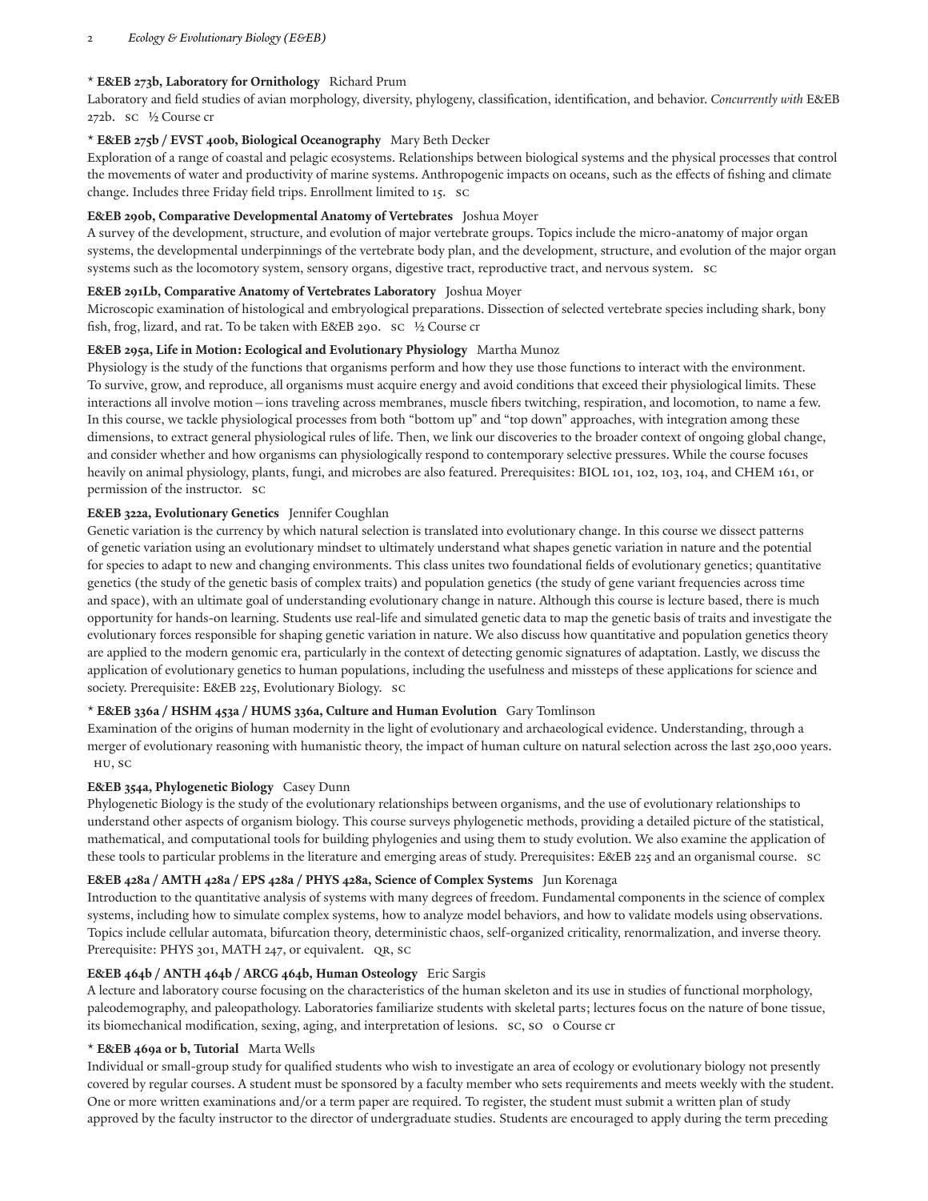**\* E&EB 273b, Laboratory for Ornithology** Richard Prum
Laboratory and field studies of avian morphology, diversity, phylogeny, classification, identification, and behavior. *Concurrently with* E&EB 272b. SC ½ Course cr

**\* E&EB 275b / EVST 400b, Biological Oceanography** Mary Beth Decker
Exploration of a range of coastal and pelagic ecosystems. Relationships between biological systems and the physical processes that control the movements of water and productivity of marine systems. Anthropogenic impacts on oceans, such as the effects of fishing and climate change. Includes three Friday field trips. Enrollment limited to 15. SC

**E&EB 290b, Comparative Developmental Anatomy of Vertebrates** Joshua Moyer
A survey of the development, structure, and evolution of major vertebrate groups. Topics include the micro-anatomy of major organ systems, the developmental underpinnings of the vertebrate body plan, and the development, structure, and evolution of the major organ systems such as the locomotory system, sensory organs, digestive tract, reproductive tract, and nervous system. SC

**E&EB 291Lb, Comparative Anatomy of Vertebrates Laboratory** Joshua Moyer
Microscopic examination of histological and embryological preparations. Dissection of selected vertebrate species including shark, bony fish, frog, lizard, and rat. To be taken with E&EB 290. SC ½ Course cr

**E&EB 295a, Life in Motion: Ecological and Evolutionary Physiology** Martha Munoz
Physiology is the study of the functions that organisms perform and how they use those functions to interact with the environment. To survive, grow, and reproduce, all organisms must acquire energy and avoid conditions that exceed their physiological limits. These interactions all involve motion—ions traveling across membranes, muscle fibers twitching, respiration, and locomotion, to name a few. In this course, we tackle physiological processes from both "bottom up" and "top down" approaches, with integration among these dimensions, to extract general physiological rules of life. Then, we link our discoveries to the broader context of ongoing global change, and consider whether and how organisms can physiologically respond to contemporary selective pressures. While the course focuses heavily on animal physiology, plants, fungi, and microbes are also featured. Prerequisites: BIOL 101, 102, 103, 104, and CHEM 161, or permission of the instructor. SC

**E&EB 322a, Evolutionary Genetics** Jennifer Coughlan
Genetic variation is the currency by which natural selection is translated into evolutionary change. In this course we dissect patterns of genetic variation using an evolutionary mindset to ultimately understand what shapes genetic variation in nature and the potential for species to adapt to new and changing environments. This class unites two foundational fields of evolutionary genetics; quantitative genetics (the study of the genetic basis of complex traits) and population genetics (the study of gene variant frequencies across time and space), with an ultimate goal of understanding evolutionary change in nature. Although this course is lecture based, there is much opportunity for hands-on learning. Students use real-life and simulated genetic data to map the genetic basis of traits and investigate the evolutionary forces responsible for shaping genetic variation in nature. We also discuss how quantitative and population genetics theory are applied to the modern genomic era, particularly in the context of detecting genomic signatures of adaptation. Lastly, we discuss the application of evolutionary genetics to human populations, including the usefulness and missteps of these applications for science and society. Prerequisite: E&EB 225, Evolutionary Biology. SC

**\* E&EB 336a / HSHM 453a / HUMS 336a, Culture and Human Evolution** Gary Tomlinson
Examination of the origins of human modernity in the light of evolutionary and archaeological evidence. Understanding, through a merger of evolutionary reasoning with humanistic theory, the impact of human culture on natural selection across the last 250,000 years. HU, SC

**E&EB 354a, Phylogenetic Biology** Casey Dunn
Phylogenetic Biology is the study of the evolutionary relationships between organisms, and the use of evolutionary relationships to understand other aspects of organism biology. This course surveys phylogenetic methods, providing a detailed picture of the statistical, mathematical, and computational tools for building phylogenies and using them to study evolution. We also examine the application of these tools to particular problems in the literature and emerging areas of study. Prerequisites: E&EB 225 and an organismal course. SC

**E&EB 428a / AMTH 428a / EPS 428a / PHYS 428a, Science of Complex Systems** Jun Korenaga
Introduction to the quantitative analysis of systems with many degrees of freedom. Fundamental components in the science of complex systems, including how to simulate complex systems, how to analyze model behaviors, and how to validate models using observations. Topics include cellular automata, bifurcation theory, deterministic chaos, self-organized criticality, renormalization, and inverse theory. Prerequisite: PHYS 301, MATH 247, or equivalent. QR, SC

**E&EB 464b / ANTH 464b / ARCG 464b, Human Osteology** Eric Sargis
A lecture and laboratory course focusing on the characteristics of the human skeleton and its use in studies of functional morphology, paleodemography, and paleopathology. Laboratories familiarize students with skeletal parts; lectures focus on the nature of bone tissue, its biomechanical modification, sexing, aging, and interpretation of lesions. SC, SO 0 Course cr

**\* E&EB 469a or b, Tutorial** Marta Wells
Individual or small-group study for qualified students who wish to investigate an area of ecology or evolutionary biology not presently covered by regular courses. A student must be sponsored by a faculty member who sets requirements and meets weekly with the student. One or more written examinations and/or a term paper are required. To register, the student must submit a written plan of study approved by the faculty instructor to the director of undergraduate studies. Students are encouraged to apply during the term preceding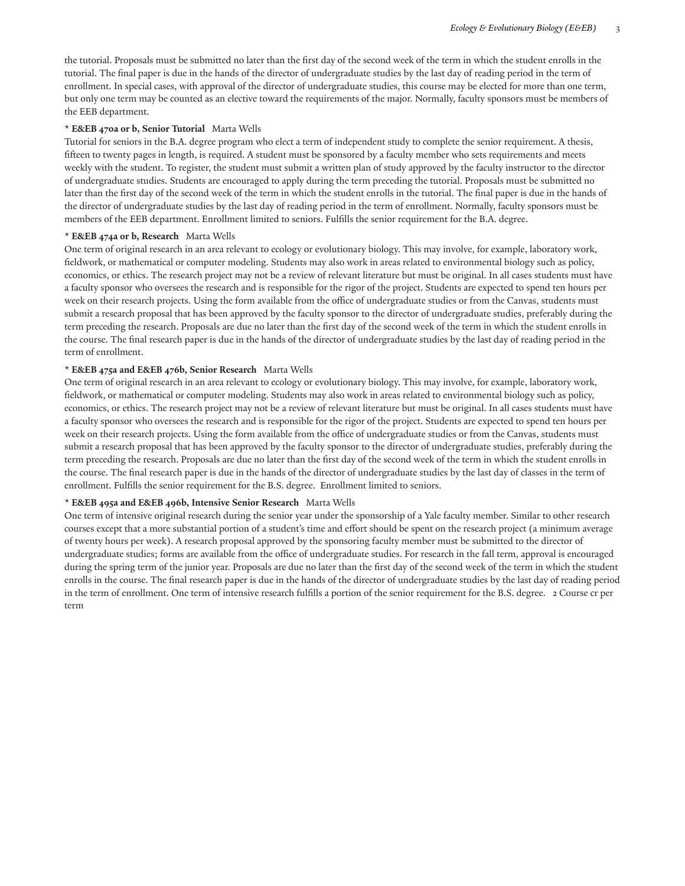the tutorial. Proposals must be submitted no later than the first day of the second week of the term in which the student enrolls in the tutorial. The final paper is due in the hands of the director of undergraduate studies by the last day of reading period in the term of enrollment. In special cases, with approval of the director of undergraduate studies, this course may be elected for more than one term, but only one term may be counted as an elective toward the requirements of the major. Normally, faculty sponsors must be members of the EEB department.

**\* E&EB 470a or b, Senior Tutorial** Marta Wells
Tutorial for seniors in the B.A. degree program who elect a term of independent study to complete the senior requirement. A thesis, fifteen to twenty pages in length, is required. A student must be sponsored by a faculty member who sets requirements and meets weekly with the student. To register, the student must submit a written plan of study approved by the faculty instructor to the director of undergraduate studies. Students are encouraged to apply during the term preceding the tutorial. Proposals must be submitted no later than the first day of the second week of the term in which the student enrolls in the tutorial. The final paper is due in the hands of the director of undergraduate studies by the last day of reading period in the term of enrollment. Normally, faculty sponsors must be members of the EEB department. Enrollment limited to seniors. Fulfills the senior requirement for the B.A. degree.

**\* E&EB 474a or b, Research** Marta Wells
One term of original research in an area relevant to ecology or evolutionary biology. This may involve, for example, laboratory work, fieldwork, or mathematical or computer modeling. Students may also work in areas related to environmental biology such as policy, economics, or ethics. The research project may not be a review of relevant literature but must be original. In all cases students must have a faculty sponsor who oversees the research and is responsible for the rigor of the project. Students are expected to spend ten hours per week on their research projects. Using the form available from the office of undergraduate studies or from the Canvas, students must submit a research proposal that has been approved by the faculty sponsor to the director of undergraduate studies, preferably during the term preceding the research. Proposals are due no later than the first day of the second week of the term in which the student enrolls in the course. The final research paper is due in the hands of the director of undergraduate studies by the last day of reading period in the term of enrollment.

**\* E&EB 475a and E&EB 476b, Senior Research** Marta Wells
One term of original research in an area relevant to ecology or evolutionary biology. This may involve, for example, laboratory work, fieldwork, or mathematical or computer modeling. Students may also work in areas related to environmental biology such as policy, economics, or ethics. The research project may not be a review of relevant literature but must be original. In all cases students must have a faculty sponsor who oversees the research and is responsible for the rigor of the project. Students are expected to spend ten hours per week on their research projects. Using the form available from the office of undergraduate studies or from the Canvas, students must submit a research proposal that has been approved by the faculty sponsor to the director of undergraduate studies, preferably during the term preceding the research. Proposals are due no later than the first day of the second week of the term in which the student enrolls in the course. The final research paper is due in the hands of the director of undergraduate studies by the last day of classes in the term of enrollment. Fulfills the senior requirement for the B.S. degree. Enrollment limited to seniors.

**\* E&EB 495a and E&EB 496b, Intensive Senior Research** Marta Wells
One term of intensive original research during the senior year under the sponsorship of a Yale faculty member. Similar to other research courses except that a more substantial portion of a student's time and effort should be spent on the research project (a minimum average of twenty hours per week). A research proposal approved by the sponsoring faculty member must be submitted to the director of undergraduate studies; forms are available from the office of undergraduate studies. For research in the fall term, approval is encouraged during the spring term of the junior year. Proposals are due no later than the first day of the second week of the term in which the student enrolls in the course. The final research paper is due in the hands of the director of undergraduate studies by the last day of reading period in the term of enrollment. One term of intensive research fulfills a portion of the senior requirement for the B.S. degree. 2 Course cr per term